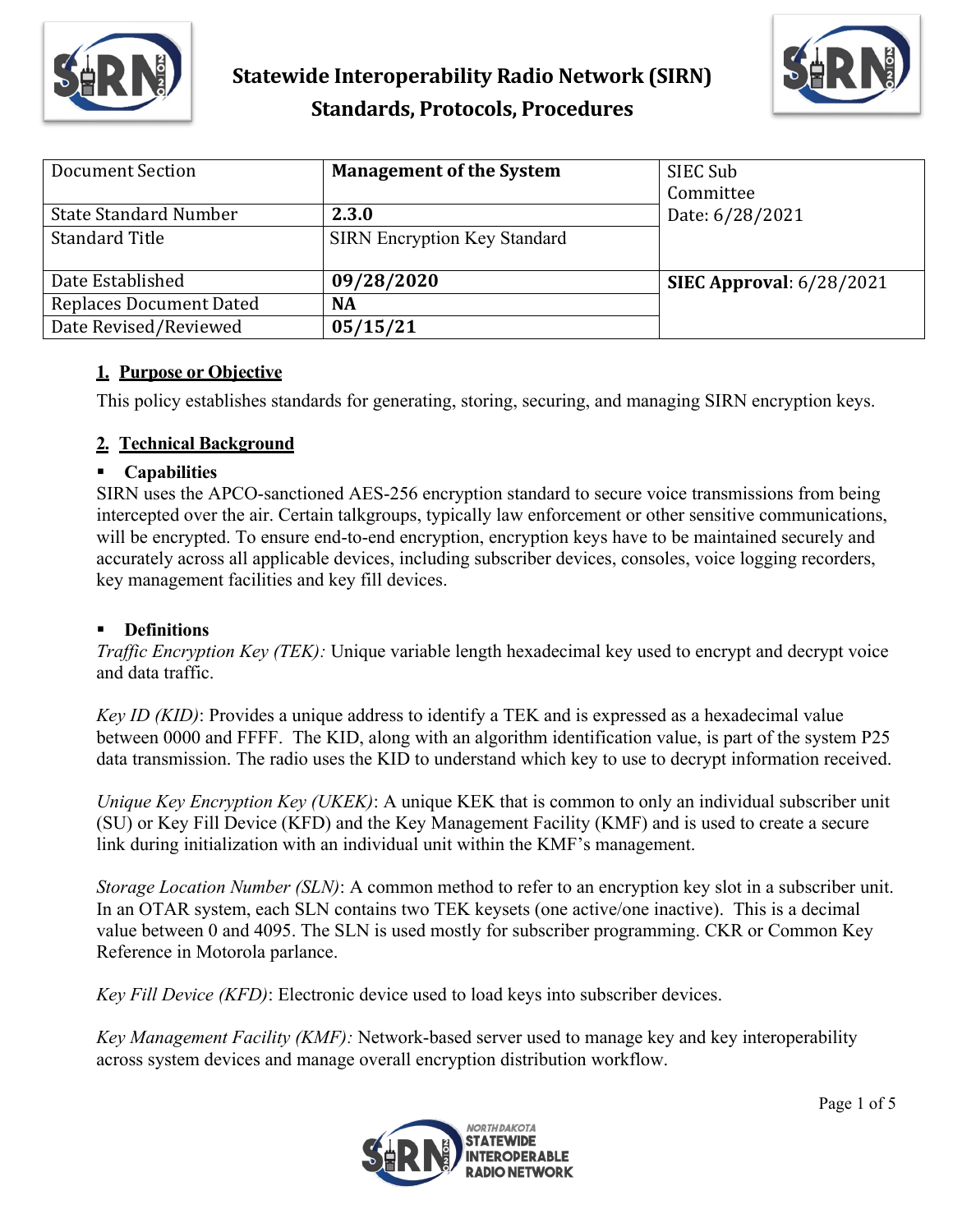# Statewide Interoperability Radio Network (SIRN) Standards, Protocols, Procedures

| Document Section | **Management of the System** | SIEC Sub Committee Date: 6/28/2021 |
|---|---|---|
| State Standard Number | **2.3.0** | |
| Standard Title | SIRN Encryption Key Standard | |
| Date Established | **09/28/2020** | **SIEC Approval**: 6/28/2021 |
| Replaces Document Dated | **NA** | |
| Date Revised/Reviewed | **05/15/21** | |

## 1. Purpose or Objective

This policy establishes standards for generating, storing, securing, and managing SIRN encryption keys.

## 2. Technical Background

- **Capabilities**

SIRN uses the APCO-sanctioned AES-256 encryption standard to secure voice transmissions from being intercepted over the air. Certain talkgroups, typically law enforcement or other sensitive communications, will be encrypted. To ensure end-to-end encryption, encryption keys have to be maintained securely and accurately across all applicable devices, including subscriber devices, consoles, voice logging recorders, key management facilities and key fill devices.

- **Definitions**

*Traffic Encryption Key (TEK):* Unique variable length hexadecimal key used to encrypt and decrypt voice and data traffic.

*Key ID (KID)*: Provides a unique address to identify a TEK and is expressed as a hexadecimal value between 0000 and FFFF. The KID, along with an algorithm identification value, is part of the system P25 data transmission. The radio uses the KID to understand which key to use to decrypt information received.

*Unique Key Encryption Key (UKEK)*: A unique KEK that is common to only an individual subscriber unit (SU) or Key Fill Device (KFD) and the Key Management Facility (KMF) and is used to create a secure link during initialization with an individual unit within the KMF's management.

*Storage Location Number (SLN)*: A common method to refer to an encryption key slot in a subscriber unit. In an OTAR system, each SLN contains two TEK keysets (one active/one inactive). This is a decimal value between 0 and 4095. The SLN is used mostly for subscriber programming. CKR or Common Key Reference in Motorola parlance.

*Key Fill Device (KFD)*: Electronic device used to load keys into subscriber devices.

*Key Management Facility (KMF):* Network-based server used to manage key and key interoperability across system devices and manage overall encryption distribution workflow.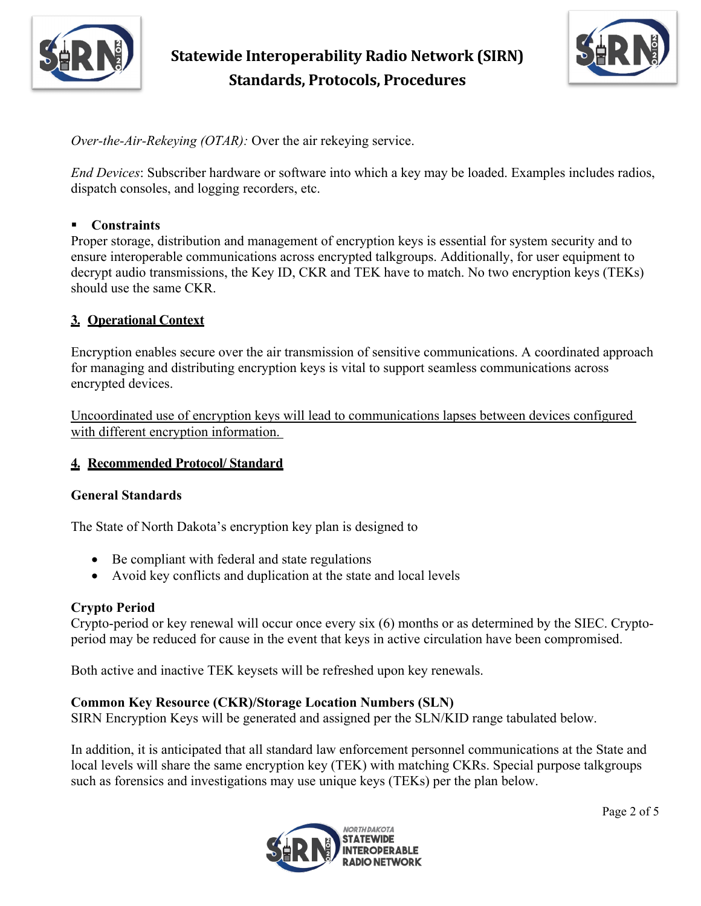*Over-the-Air-Rekeying (OTAR):* Over the air rekeying service.

*End Devices*: Subscriber hardware or software into which a key may be loaded. Examples includes radios, dispatch consoles, and logging recorders, etc.

- **Constraints**

Proper storage, distribution and management of encryption keys is essential for system security and to ensure interoperable communications across encrypted talkgroups. Additionally, for user equipment to decrypt audio transmissions, the Key ID, CKR and TEK have to match. No two encryption keys (TEKs) should use the same CKR.

## 3. Operational Context

Encryption enables secure over the air transmission of sensitive communications. A coordinated approach for managing and distributing encryption keys is vital to support seamless communications across encrypted devices.

<u>Uncoordinated use of encryption keys will lead to communications lapses between devices configured with different encryption information.</u>

## 4. Recommended Protocol/ Standard

### General Standards

The State of North Dakota's encryption key plan is designed to

- Be compliant with federal and state regulations
- Avoid key conflicts and duplication at the state and local levels

### Crypto Period

Crypto-period or key renewal will occur once every six (6) months or as determined by the SIEC. Crypto-period may be reduced for cause in the event that keys in active circulation have been compromised.

Both active and inactive TEK keysets will be refreshed upon key renewals.

### Common Key Resource (CKR)/Storage Location Numbers (SLN)

SIRN Encryption Keys will be generated and assigned per the SLN/KID range tabulated below.

In addition, it is anticipated that all standard law enforcement personnel communications at the State and local levels will share the same encryption key (TEK) with matching CKRs. Special purpose talkgroups such as forensics and investigations may use unique keys (TEKs) per the plan below.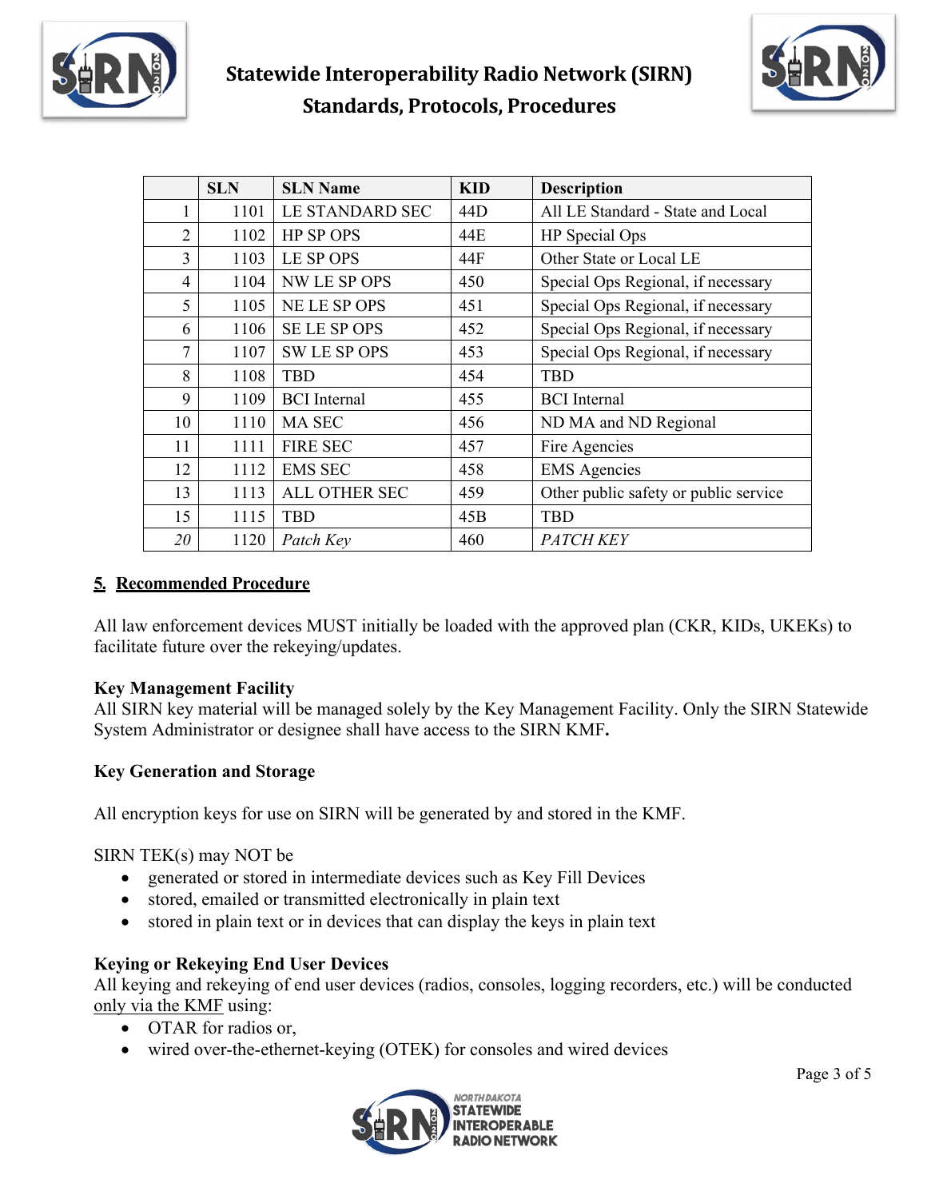| | SLN | SLN Name | KID | Description |
|---|---|---|---|---|
| 1 | 1101 | LE STANDARD SEC | 44D | All LE Standard - State and Local |
| 2 | 1102 | HP SP OPS | 44E | HP Special Ops |
| 3 | 1103 | LE SP OPS | 44F | Other State or Local LE |
| 4 | 1104 | NW LE SP OPS | 450 | Special Ops Regional, if necessary |
| 5 | 1105 | NE LE SP OPS | 451 | Special Ops Regional, if necessary |
| 6 | 1106 | SE LE SP OPS | 452 | Special Ops Regional, if necessary |
| 7 | 1107 | SW LE SP OPS | 453 | Special Ops Regional, if necessary |
| 8 | 1108 | TBD | 454 | TBD |
| 9 | 1109 | BCI Internal | 455 | BCI Internal |
| 10 | 1110 | MA SEC | 456 | ND MA and ND Regional |
| 11 | 1111 | FIRE SEC | 457 | Fire Agencies |
| 12 | 1112 | EMS SEC | 458 | EMS Agencies |
| 13 | 1113 | ALL OTHER SEC | 459 | Other public safety or public service |
| 15 | 1115 | TBD | 45B | TBD |
| *20* | 1120 | *Patch Key* | 460 | *PATCH KEY* |

## 5. Recommended Procedure

All law enforcement devices MUST initially be loaded with the approved plan (CKR, KIDs, UKEKs) to facilitate future over the rekeying/updates.

**Key Management Facility**
All SIRN key material will be managed solely by the Key Management Facility. Only the SIRN Statewide System Administrator or designee shall have access to the SIRN KMF**.**

**Key Generation and Storage**

All encryption keys for use on SIRN will be generated by and stored in the KMF.

SIRN TEK(s) may NOT be

- generated or stored in intermediate devices such as Key Fill Devices
- stored, emailed or transmitted electronically in plain text
- stored in plain text or in devices that can display the keys in plain text

**Keying or Rekeying End User Devices**
All keying and rekeying of end user devices (radios, consoles, logging recorders, etc.) will be conducted only via the KMF using:

- OTAR for radios or,
- wired over-the-ethernet-keying (OTEK) for consoles and wired devices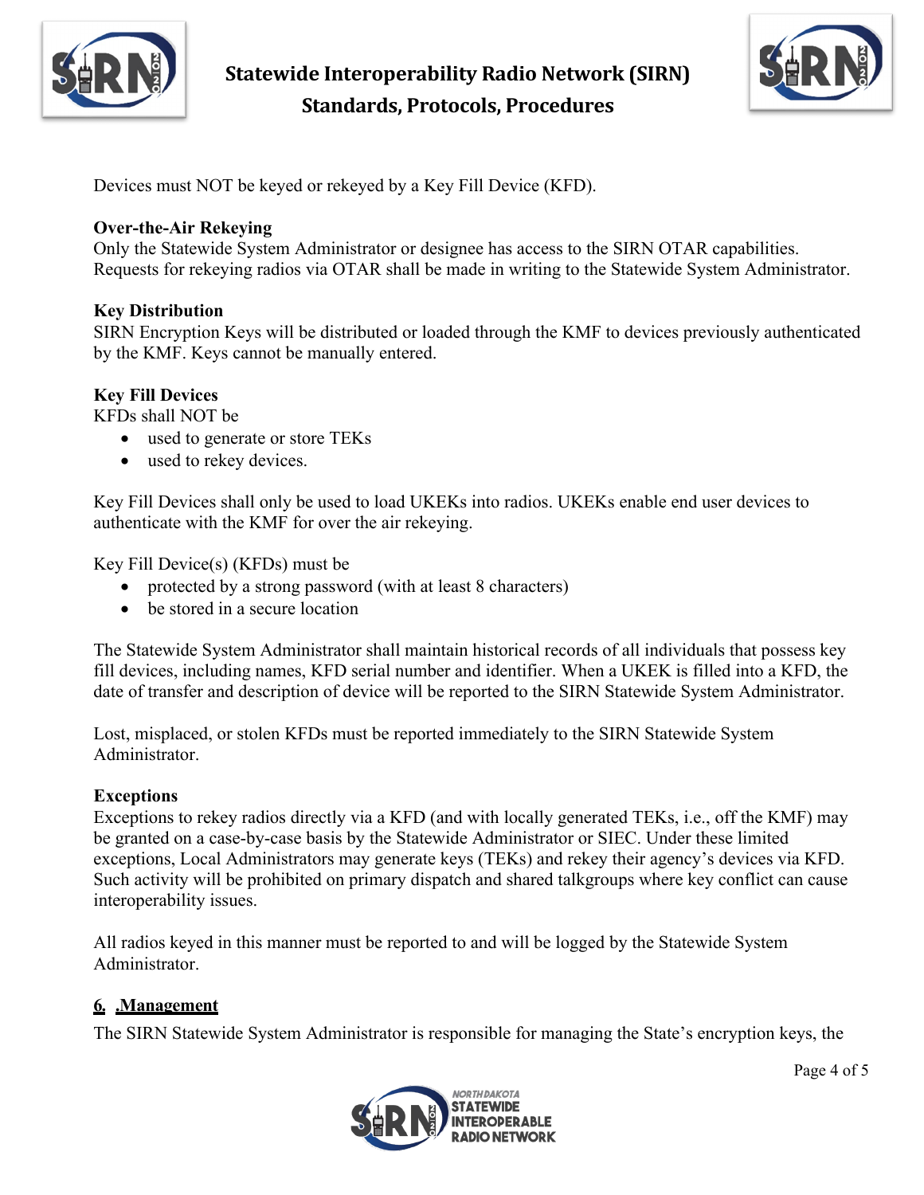Devices must NOT be keyed or rekeyed by a Key Fill Device (KFD).

**Over-the-Air Rekeying**
Only the Statewide System Administrator or designee has access to the SIRN OTAR capabilities. Requests for rekeying radios via OTAR shall be made in writing to the Statewide System Administrator.

**Key Distribution**
SIRN Encryption Keys will be distributed or loaded through the KMF to devices previously authenticated by the KMF. Keys cannot be manually entered.

**Key Fill Devices**
KFDs shall NOT be

- used to generate or store TEKs
- used to rekey devices.

Key Fill Devices shall only be used to load UKEKs into radios. UKEKs enable end user devices to authenticate with the KMF for over the air rekeying.

Key Fill Device(s) (KFDs) must be

- protected by a strong password (with at least 8 characters)
- be stored in a secure location

The Statewide System Administrator shall maintain historical records of all individuals that possess key fill devices, including names, KFD serial number and identifier. When a UKEK is filled into a KFD, the date of transfer and description of device will be reported to the SIRN Statewide System Administrator.

Lost, misplaced, or stolen KFDs must be reported immediately to the SIRN Statewide System Administrator.

**Exceptions**
Exceptions to rekey radios directly via a KFD (and with locally generated TEKs, i.e., off the KMF) may be granted on a case-by-case basis by the Statewide Administrator or SIEC. Under these limited exceptions, Local Administrators may generate keys (TEKs) and rekey their agency's devices via KFD. Such activity will be prohibited on primary dispatch and shared talkgroups where key conflict can cause interoperability issues.

All radios keyed in this manner must be reported to and will be logged by the Statewide System Administrator.

## 6. .Management

The SIRN Statewide System Administrator is responsible for managing the State's encryption keys, the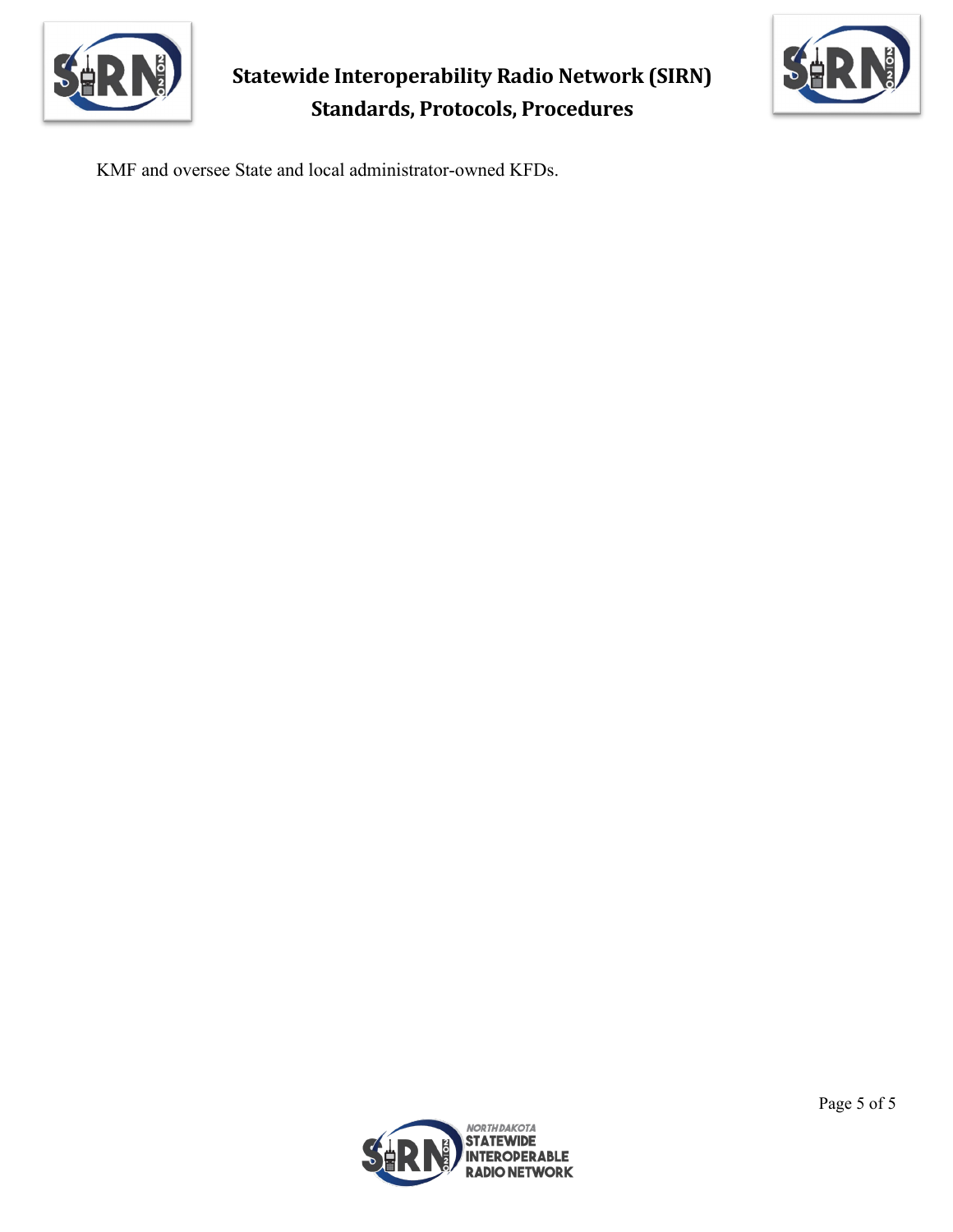KMF and oversee State and local administrator-owned KFDs.